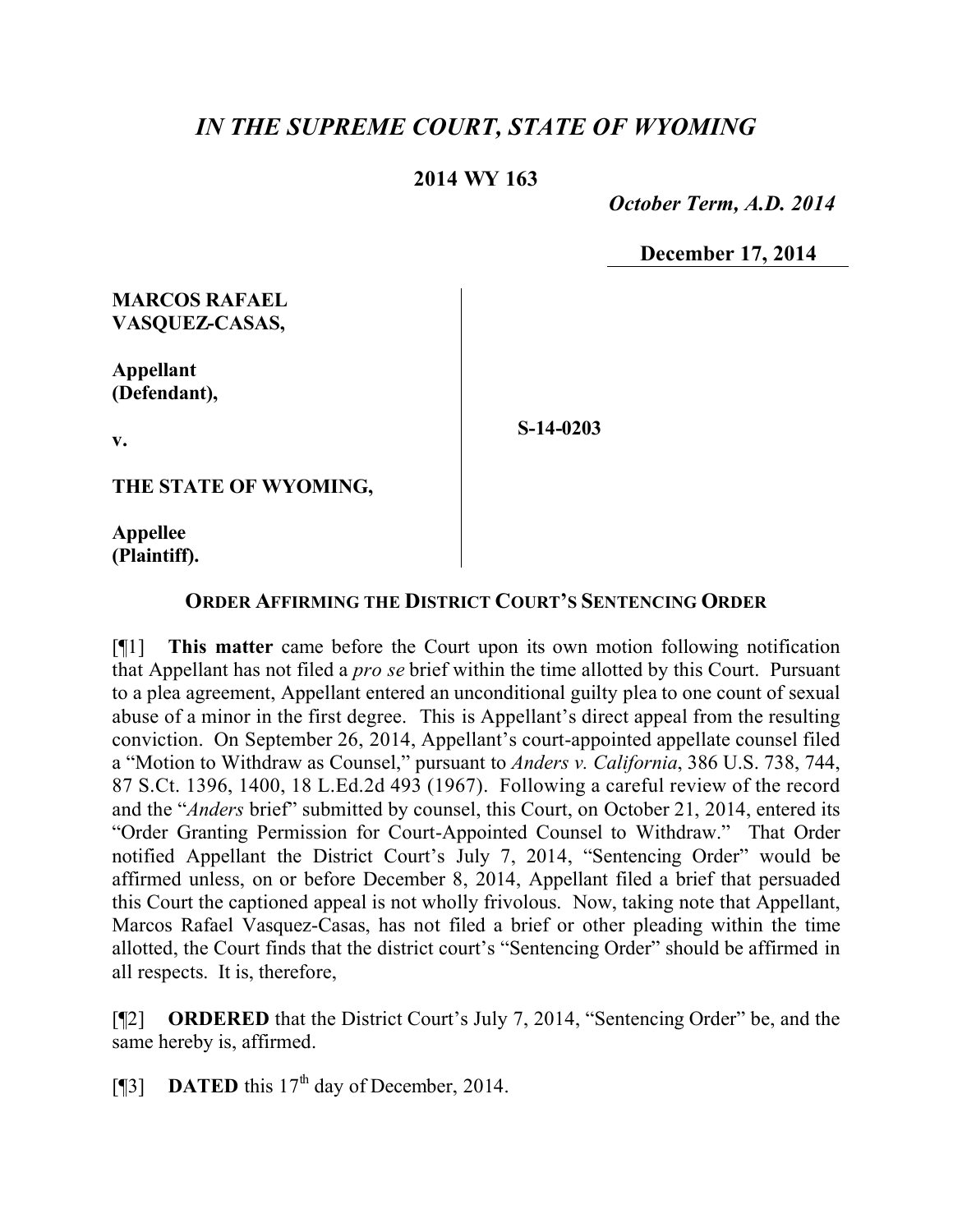# *IN THE SUPREME COURT, STATE OF WYOMING*

## 2014 WY 163

*October Term, A.D. 2014*

**December 17, 2014**

**MARCOS RAFAEL VASQUEZ-CASAS,**

**Appellant (Defendant),**

**v.**

**THE STATE OF WYOMING,**

**Appellee (Plaintiff).**

**S-14-0203**

**ORDER AFFIRMING THE DISTRICT COURT'S SENTENCING ORDER**

[¶1] **This matter** came before the Court upon its own motion following notification that Appellant has not filed a *pro se* brief within the time allotted by this Court. Pursuant to a plea agreement, Appellant entered an unconditional guilty plea to one count of sexual abuse of a minor in the first degree. This is Appellant's direct appeal from the resulting conviction. On September 26, 2014, Appellant's court-appointed appellate counsel filed a "Motion to Withdraw as Counsel," pursuant to *Anders v. California*, 386 U.S. 738, 744, 87 S.Ct. 1396, 1400, 18 L.Ed.2d 493 (1967). Following a careful review of the record and the "*Anders* brief" submitted by counsel, this Court, on October 21, 2014, entered its "Order Granting Permission for Court-Appointed Counsel to Withdraw." That Order notified Appellant the District Court's July 7, 2014, "Sentencing Order" would be affirmed unless, on or before December 8, 2014, Appellant filed a brief that persuaded this Court the captioned appeal is not wholly frivolous. Now, taking note that Appellant, Marcos Rafael Vasquez-Casas, has not filed a brief or other pleading within the time allotted, the Court finds that the district court's "Sentencing Order" should be affirmed in all respects. It is, therefore,

[¶2] **ORDERED** that the District Court's July 7, 2014, "Sentencing Order" be, and the same hereby is, affirmed.

[¶3] **DATED** this 17th day of December, 2014.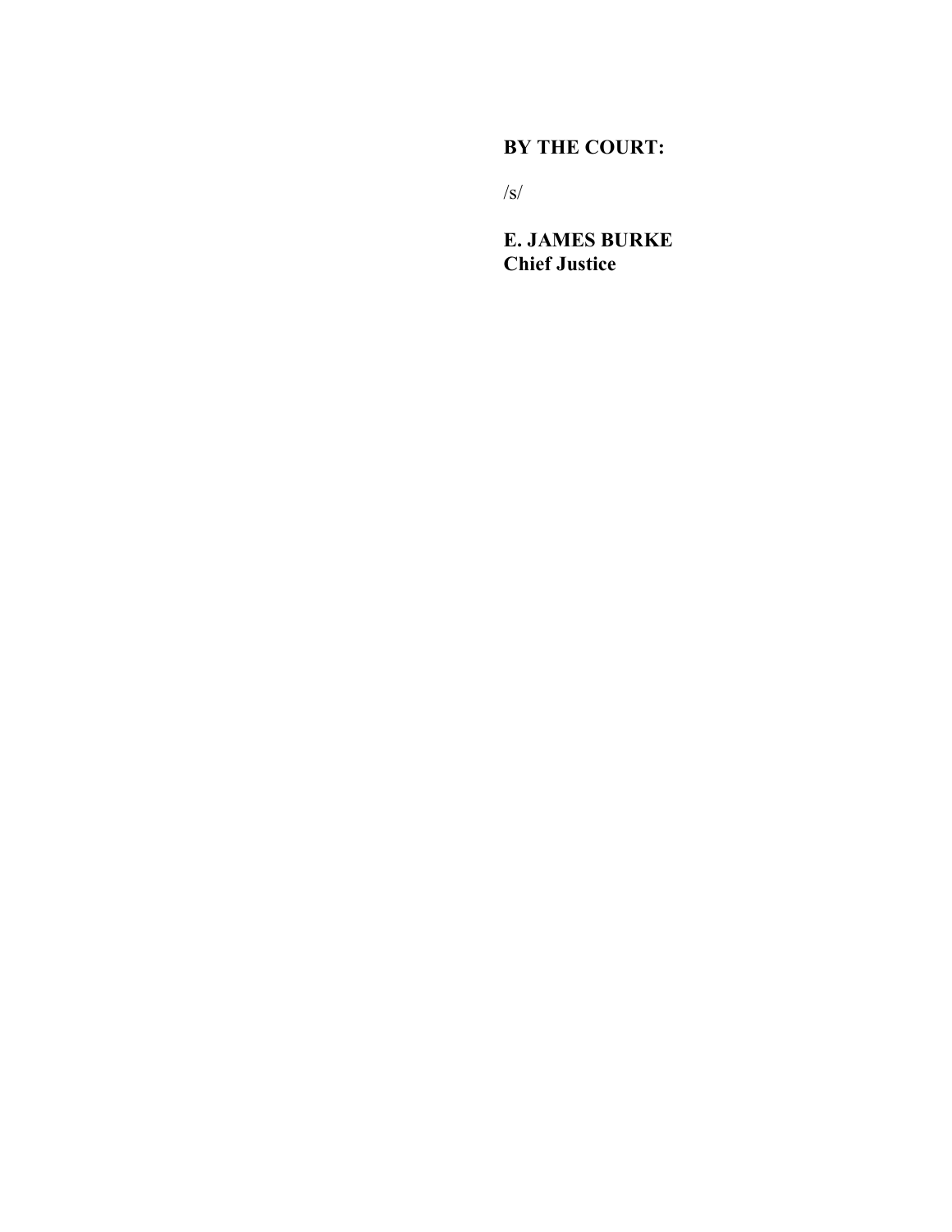**BY THE COURT:**

/s/

**E. JAMES BURKE**
**Chief Justice**